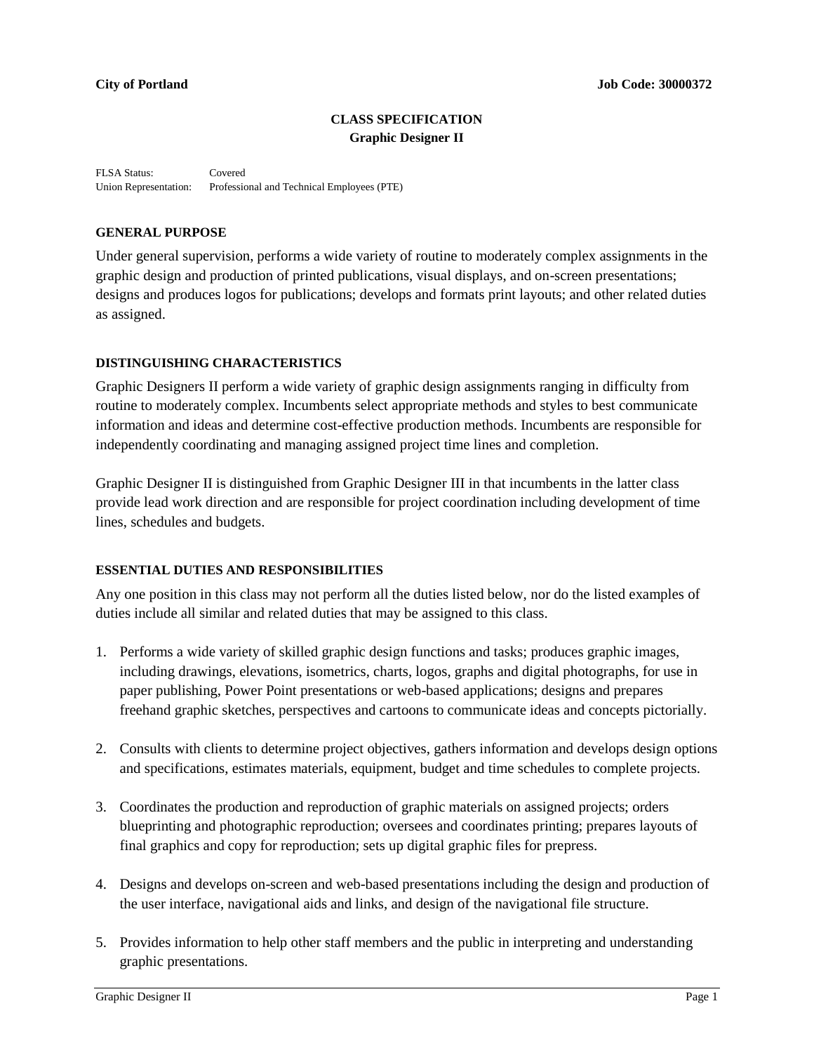**City of Portland** **Job Code: 30000372**

# CLASS SPECIFICATION
## Graphic Designer II

FLSA Status: Covered
Union Representation: Professional and Technical Employees (PTE)

### GENERAL PURPOSE

Under general supervision, performs a wide variety of routine to moderately complex assignments in the graphic design and production of printed publications, visual displays, and on-screen presentations; designs and produces logos for publications; develops and formats print layouts; and other related duties as assigned.

### DISTINGUISHING CHARACTERISTICS

Graphic Designers II perform a wide variety of graphic design assignments ranging in difficulty from routine to moderately complex. Incumbents select appropriate methods and styles to best communicate information and ideas and determine cost-effective production methods. Incumbents are responsible for independently coordinating and managing assigned project time lines and completion.

Graphic Designer II is distinguished from Graphic Designer III in that incumbents in the latter class provide lead work direction and are responsible for project coordination including development of time lines, schedules and budgets.

### ESSENTIAL DUTIES AND RESPONSIBILITIES

Any one position in this class may not perform all the duties listed below, nor do the listed examples of duties include all similar and related duties that may be assigned to this class.

1. Performs a wide variety of skilled graphic design functions and tasks; produces graphic images, including drawings, elevations, isometrics, charts, logos, graphs and digital photographs, for use in paper publishing, Power Point presentations or web-based applications; designs and prepares freehand graphic sketches, perspectives and cartoons to communicate ideas and concepts pictorially.

2. Consults with clients to determine project objectives, gathers information and develops design options and specifications, estimates materials, equipment, budget and time schedules to complete projects.

3. Coordinates the production and reproduction of graphic materials on assigned projects; orders blueprinting and photographic reproduction; oversees and coordinates printing; prepares layouts of final graphics and copy for reproduction; sets up digital graphic files for prepress.

4. Designs and develops on-screen and web-based presentations including the design and production of the user interface, navigational aids and links, and design of the navigational file structure.

5. Provides information to help other staff members and the public in interpreting and understanding graphic presentations.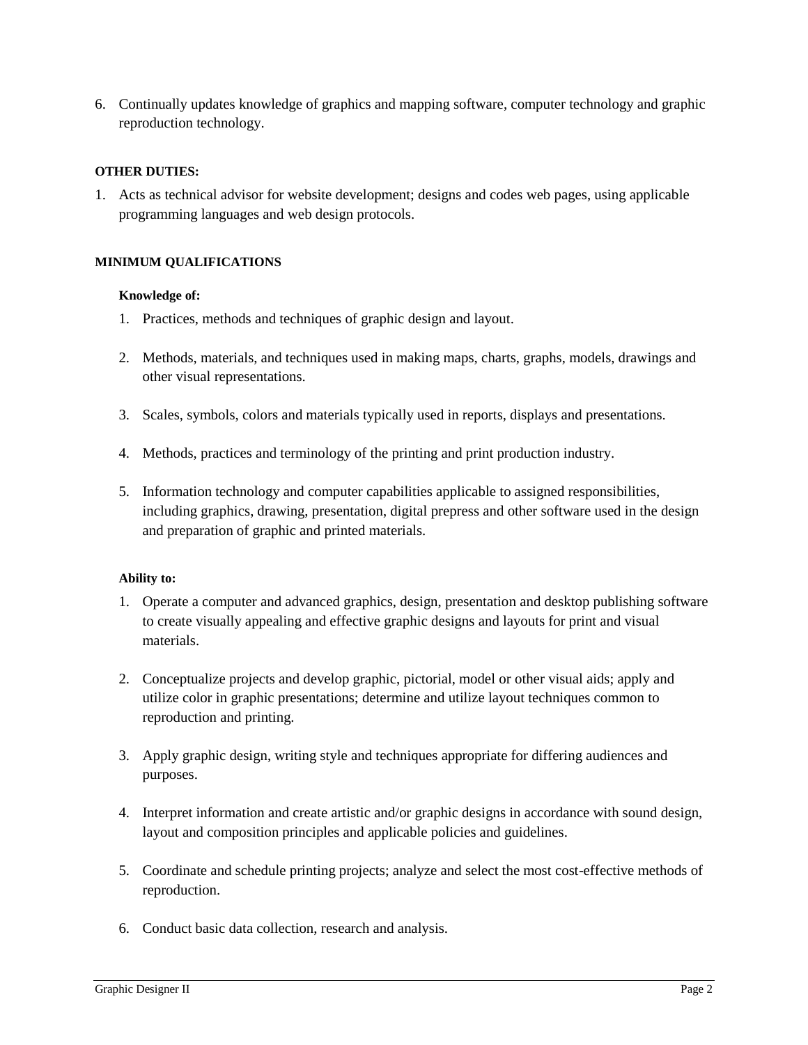6. Continually updates knowledge of graphics and mapping software, computer technology and graphic reproduction technology.

**OTHER DUTIES:**

1. Acts as technical advisor for website development; designs and codes web pages, using applicable programming languages and web design protocols.

**MINIMUM QUALIFICATIONS**

**Knowledge of:**

1. Practices, methods and techniques of graphic design and layout.

2. Methods, materials, and techniques used in making maps, charts, graphs, models, drawings and other visual representations.

3. Scales, symbols, colors and materials typically used in reports, displays and presentations.

4. Methods, practices and terminology of the printing and print production industry.

5. Information technology and computer capabilities applicable to assigned responsibilities, including graphics, drawing, presentation, digital prepress and other software used in the design and preparation of graphic and printed materials.

**Ability to:**

1. Operate a computer and advanced graphics, design, presentation and desktop publishing software to create visually appealing and effective graphic designs and layouts for print and visual materials.

2. Conceptualize projects and develop graphic, pictorial, model or other visual aids; apply and utilize color in graphic presentations; determine and utilize layout techniques common to reproduction and printing.

3. Apply graphic design, writing style and techniques appropriate for differing audiences and purposes.

4. Interpret information and create artistic and/or graphic designs in accordance with sound design, layout and composition principles and applicable policies and guidelines.

5. Coordinate and schedule printing projects; analyze and select the most cost-effective methods of reproduction.

6. Conduct basic data collection, research and analysis.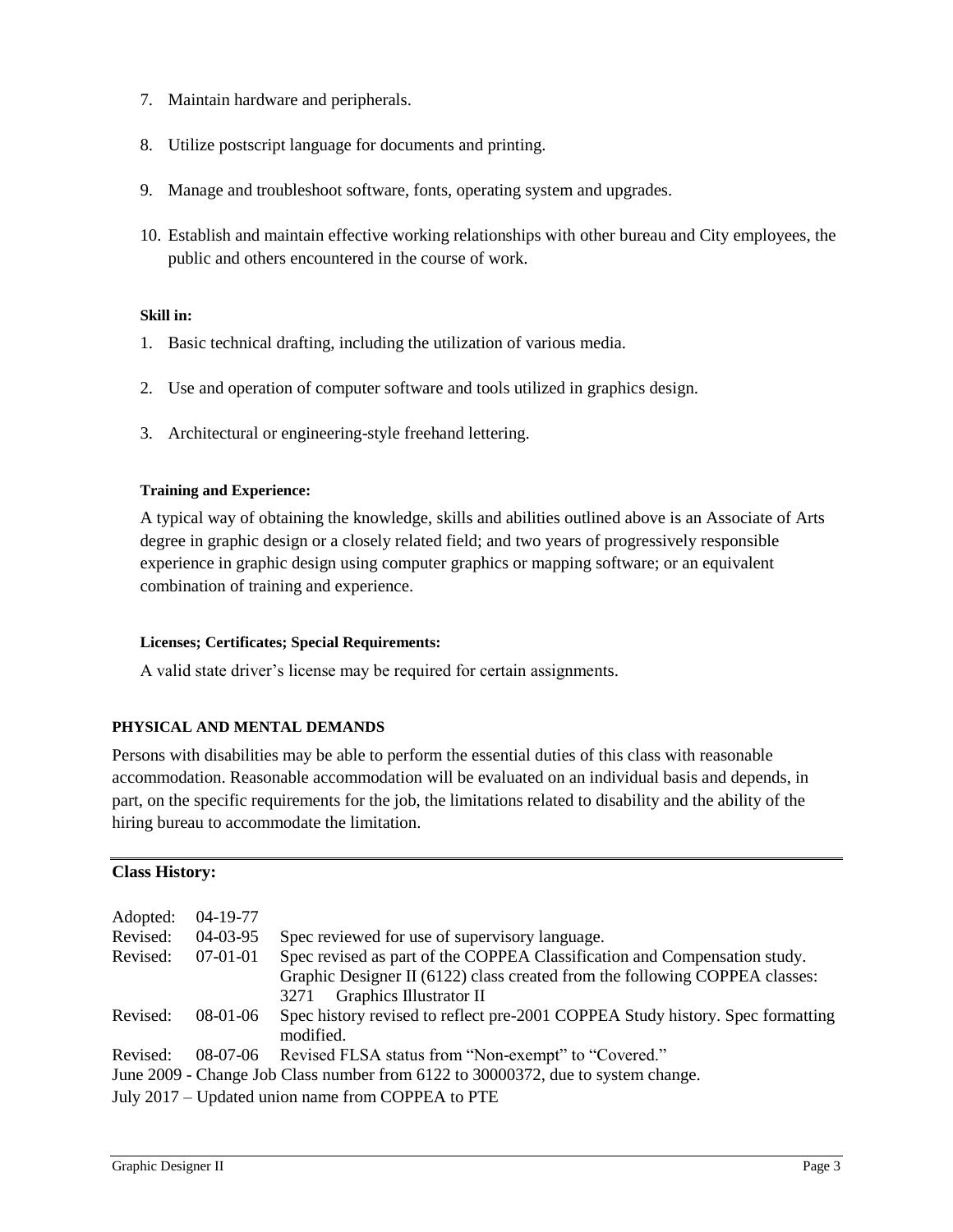7. Maintain hardware and peripherals.

8. Utilize postscript language for documents and printing.

9. Manage and troubleshoot software, fonts, operating system and upgrades.

10. Establish and maintain effective working relationships with other bureau and City employees, the public and others encountered in the course of work.

**Skill in:**

1. Basic technical drafting, including the utilization of various media.

2. Use and operation of computer software and tools utilized in graphics design.

3. Architectural or engineering-style freehand lettering.

**Training and Experience:**

A typical way of obtaining the knowledge, skills and abilities outlined above is an Associate of Arts degree in graphic design or a closely related field; and two years of progressively responsible experience in graphic design using computer graphics or mapping software; or an equivalent combination of training and experience.

**Licenses; Certificates; Special Requirements:**

A valid state driver's license may be required for certain assignments.

**PHYSICAL AND MENTAL DEMANDS**

Persons with disabilities may be able to perform the essential duties of this class with reasonable accommodation. Reasonable accommodation will be evaluated on an individual basis and depends, in part, on the specific requirements for the job, the limitations related to disability and the ability of the hiring bureau to accommodate the limitation.

**Class History:**

| | | |
|---|---|---|
| Adopted: | 04-19-77 | |
| Revised: | 04-03-95 | Spec reviewed for use of supervisory language. |
| Revised: | 07-01-01 | Spec revised as part of the COPPEA Classification and Compensation study. Graphic Designer II (6122) class created from the following COPPEA classes: 3271 Graphics Illustrator II |
| Revised: | 08-01-06 | Spec history revised to reflect pre-2001 COPPEA Study history. Spec formatting modified. |
| Revised: | 08-07-06 | Revised FLSA status from "Non-exempt" to "Covered." |

June 2009 - Change Job Class number from 6122 to 30000372, due to system change.

July 2017 – Updated union name from COPPEA to PTE